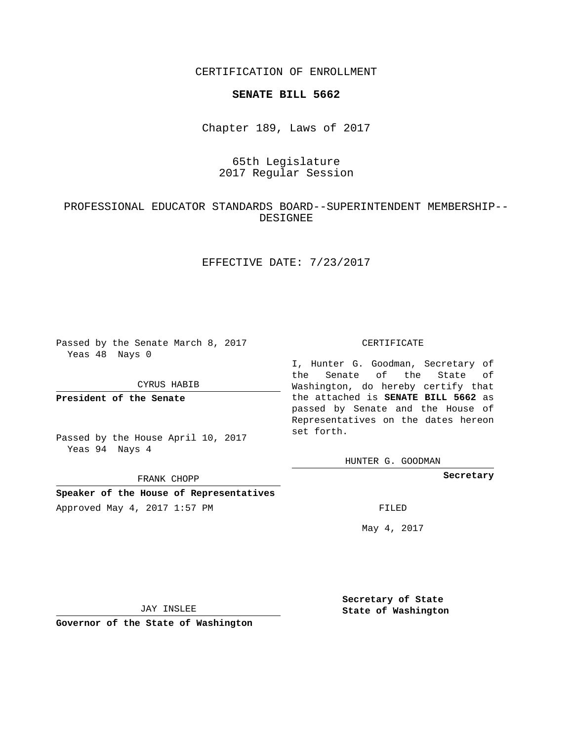CERTIFICATION OF ENROLLMENT

**SENATE BILL 5662**

Chapter 189, Laws of 2017

65th Legislature
2017 Regular Session

PROFESSIONAL EDUCATOR STANDARDS BOARD--SUPERINTENDENT MEMBERSHIP--DESIGNEE

EFFECTIVE DATE: 7/23/2017

Passed by the Senate March 8, 2017
Yeas 48 Nays 0

CYRUS HABIB

**President of the Senate**

Passed by the House April 10, 2017
Yeas 94 Nays 4

FRANK CHOPP

**Speaker of the House of Representatives**

Approved May 4, 2017 1:57 PM

JAY INSLEE

**Governor of the State of Washington**

CERTIFICATE

I, Hunter G. Goodman, Secretary of the Senate of the State of Washington, do hereby certify that the attached is **SENATE BILL 5662** as passed by Senate and the House of Representatives on the dates hereon set forth.

HUNTER G. GOODMAN

**Secretary**

FILED

May 4, 2017

**Secretary of State**
**State of Washington**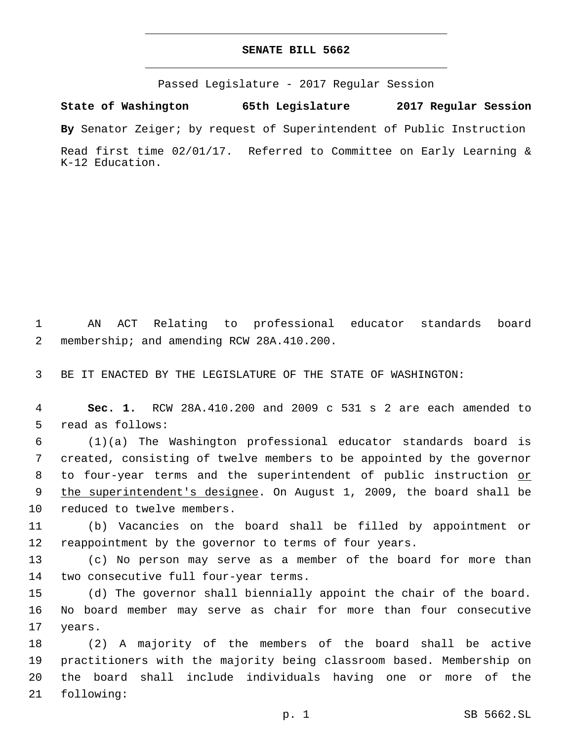# SENATE BILL 5662

Passed Legislature - 2017 Regular Session

**State of Washington 65th Legislature 2017 Regular Session**

**By** Senator Zeiger; by request of Superintendent of Public Instruction

Read first time 02/01/17. Referred to Committee on Early Learning & K-12 Education.

AN ACT Relating to professional educator standards board membership; and amending RCW 28A.410.200.

BE IT ENACTED BY THE LEGISLATURE OF THE STATE OF WASHINGTON:

**Sec. 1.** RCW 28A.410.200 and 2009 c 531 s 2 are each amended to read as follows:

(1)(a) The Washington professional educator standards board is created, consisting of twelve members to be appointed by the governor to four-year terms and the superintendent of public instruction <u>or the superintendent's designee</u>. On August 1, 2009, the board shall be reduced to twelve members.

(b) Vacancies on the board shall be filled by appointment or reappointment by the governor to terms of four years.

(c) No person may serve as a member of the board for more than two consecutive full four-year terms.

(d) The governor shall biennially appoint the chair of the board. No board member may serve as chair for more than four consecutive years.

(2) A majority of the members of the board shall be active practitioners with the majority being classroom based. Membership on the board shall include individuals having one or more of the following: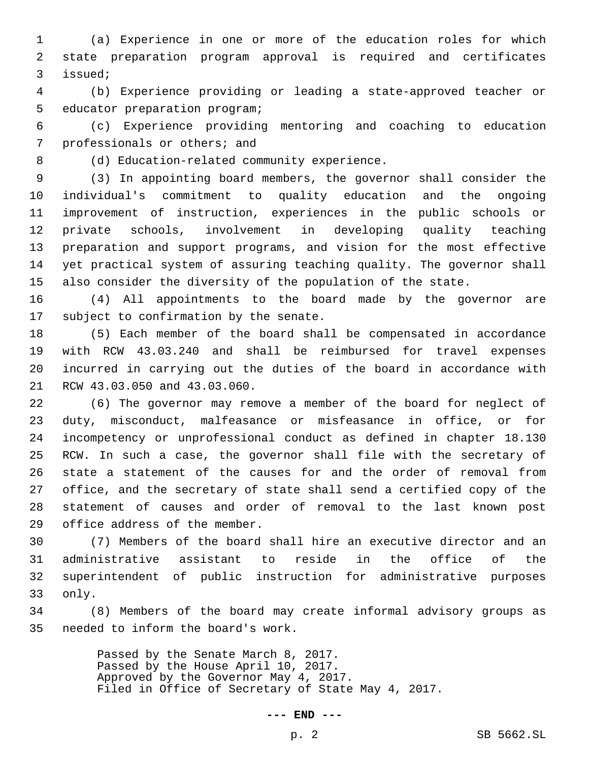(a) Experience in one or more of the education roles for which state preparation program approval is required and certificates issued;

(b) Experience providing or leading a state-approved teacher or educator preparation program;

(c) Experience providing mentoring and coaching to education professionals or others; and

(d) Education-related community experience.

(3) In appointing board members, the governor shall consider the individual's commitment to quality education and the ongoing improvement of instruction, experiences in the public schools or private schools, involvement in developing quality teaching preparation and support programs, and vision for the most effective yet practical system of assuring teaching quality. The governor shall also consider the diversity of the population of the state.

(4) All appointments to the board made by the governor are subject to confirmation by the senate.

(5) Each member of the board shall be compensated in accordance with RCW 43.03.240 and shall be reimbursed for travel expenses incurred in carrying out the duties of the board in accordance with RCW 43.03.050 and 43.03.060.

(6) The governor may remove a member of the board for neglect of duty, misconduct, malfeasance or misfeasance in office, or for incompetency or unprofessional conduct as defined in chapter 18.130 RCW. In such a case, the governor shall file with the secretary of state a statement of the causes for and the order of removal from office, and the secretary of state shall send a certified copy of the statement of causes and order of removal to the last known post office address of the member.

(7) Members of the board shall hire an executive director and an administrative assistant to reside in the office of the superintendent of public instruction for administrative purposes only.

(8) Members of the board may create informal advisory groups as needed to inform the board's work.

Passed by the Senate March 8, 2017.
Passed by the House April 10, 2017.
Approved by the Governor May 4, 2017.
Filed in Office of Secretary of State May 4, 2017.

**--- END ---**